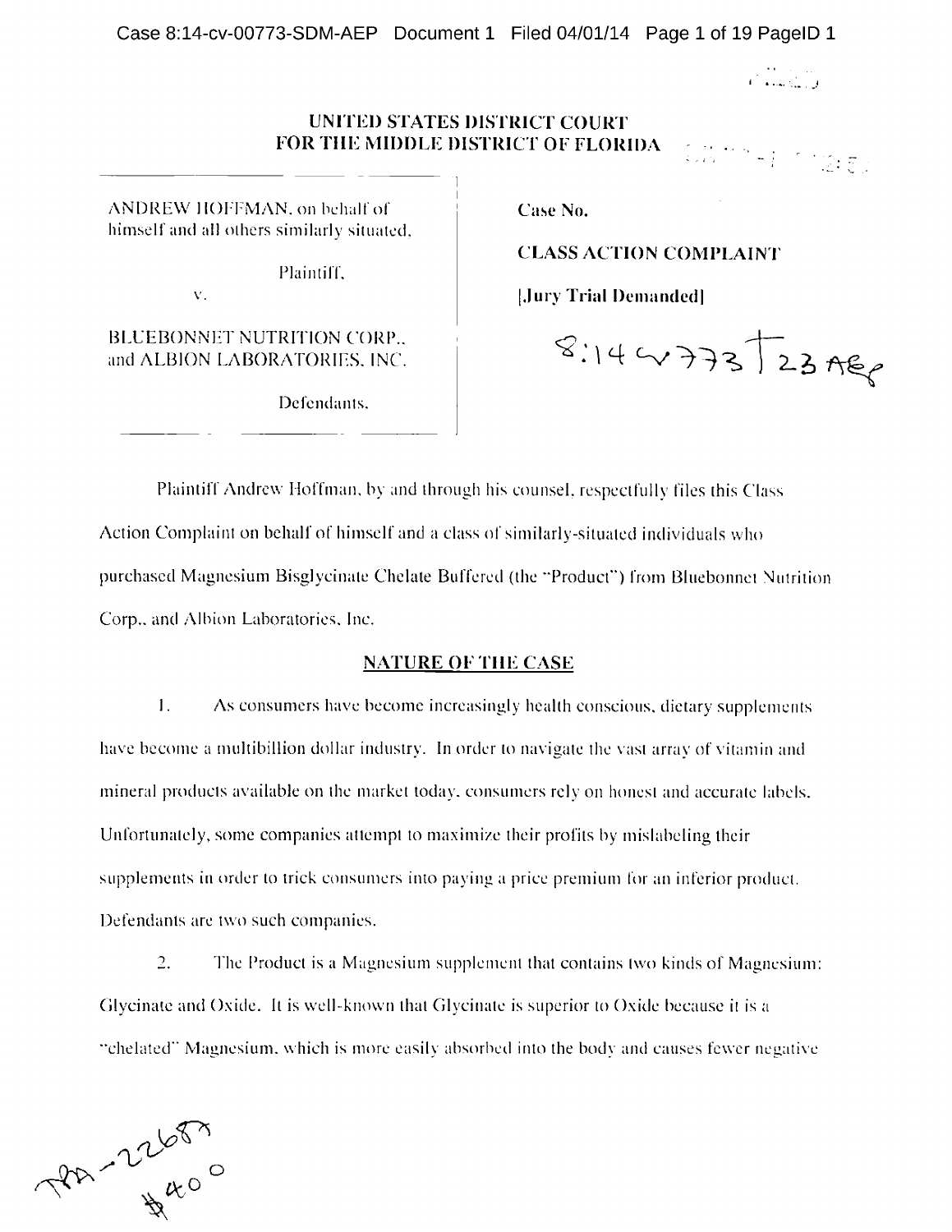UNITED STATES DISTRICT COURT
FOR THE MIDDLE DISTRICT OF FLORIDA

| | |
|---|---|
| ANDREW HOFFMAN, on behalf of himself and all others similarly situated,<br><br>Plaintiff,<br><br>v.<br><br>BLUEBONNET NUTRITION CORP., and ALBION LABORATORIES, INC.<br><br>Defendants. | Case No.<br><br>**CLASS ACTION COMPLAINT**<br><br>**[Jury Trial Demanded]**<br><br>8:14cv773T23AEP |

Plaintiff Andrew Hoffman, by and through his counsel, respectfully files this Class Action Complaint on behalf of himself and a class of similarly-situated individuals who purchased Magnesium Bisglycinate Chelate Buffered (the "Product") from Bluebonnet Nutrition Corp., and Albion Laboratories, Inc.

## NATURE OF THE CASE

1. As consumers have become increasingly health conscious, dietary supplements have become a multibillion dollar industry. In order to navigate the vast array of vitamin and mineral products available on the market today, consumers rely on honest and accurate labels. Unfortunately, some companies attempt to maximize their profits by mislabeling their supplements in order to trick consumers into paying a price premium for an inferior product. Defendants are two such companies.

2. The Product is a Magnesium supplement that contains two kinds of Magnesium: Glycinate and Oxide. It is well-known that Glycinate is superior to Oxide because it is a "chelated" Magnesium, which is more easily absorbed into the body and causes fewer negative

TPA-22687
$400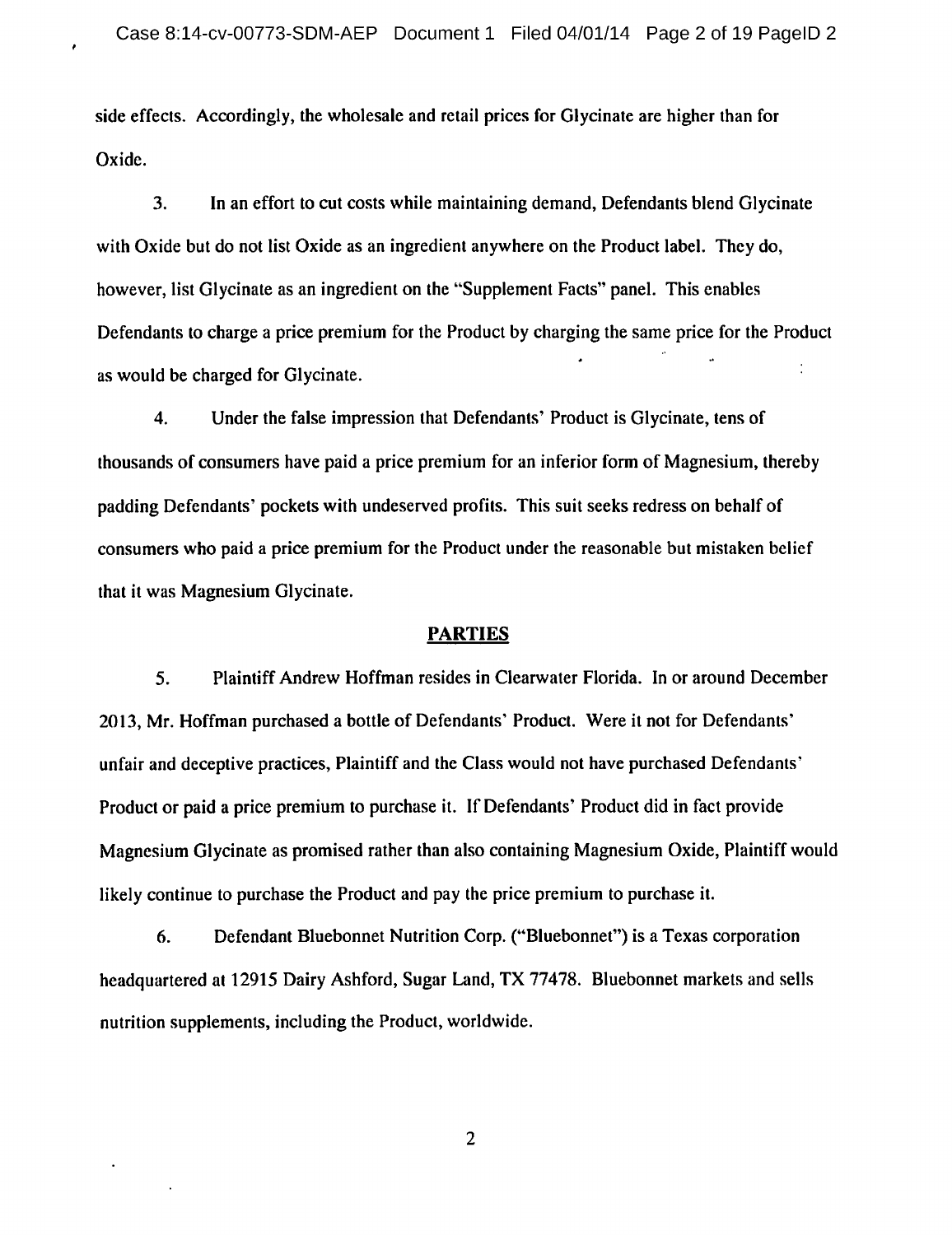side effects. Accordingly, the wholesale and retail prices for Glycinate are higher than for Oxide.

3. In an effort to cut costs while maintaining demand, Defendants blend Glycinate with Oxide but do not list Oxide as an ingredient anywhere on the Product label. They do, however, list Glycinate as an ingredient on the "Supplement Facts" panel. This enables Defendants to charge a price premium for the Product by charging the same price for the Product as would be charged for Glycinate.

4. Under the false impression that Defendants' Product is Glycinate, tens of thousands of consumers have paid a price premium for an inferior form of Magnesium, thereby padding Defendants' pockets with undeserved profits. This suit seeks redress on behalf of consumers who paid a price premium for the Product under the reasonable but mistaken belief that it was Magnesium Glycinate.

## PARTIES

5. Plaintiff Andrew Hoffman resides in Clearwater Florida. In or around December 2013, Mr. Hoffman purchased a bottle of Defendants' Product. Were it not for Defendants' unfair and deceptive practices, Plaintiff and the Class would not have purchased Defendants' Product or paid a price premium to purchase it. If Defendants' Product did in fact provide Magnesium Glycinate as promised rather than also containing Magnesium Oxide, Plaintiff would likely continue to purchase the Product and pay the price premium to purchase it.

6. Defendant Bluebonnet Nutrition Corp. ("Bluebonnet") is a Texas corporation headquartered at 12915 Dairy Ashford, Sugar Land, TX 77478. Bluebonnet markets and sells nutrition supplements, including the Product, worldwide.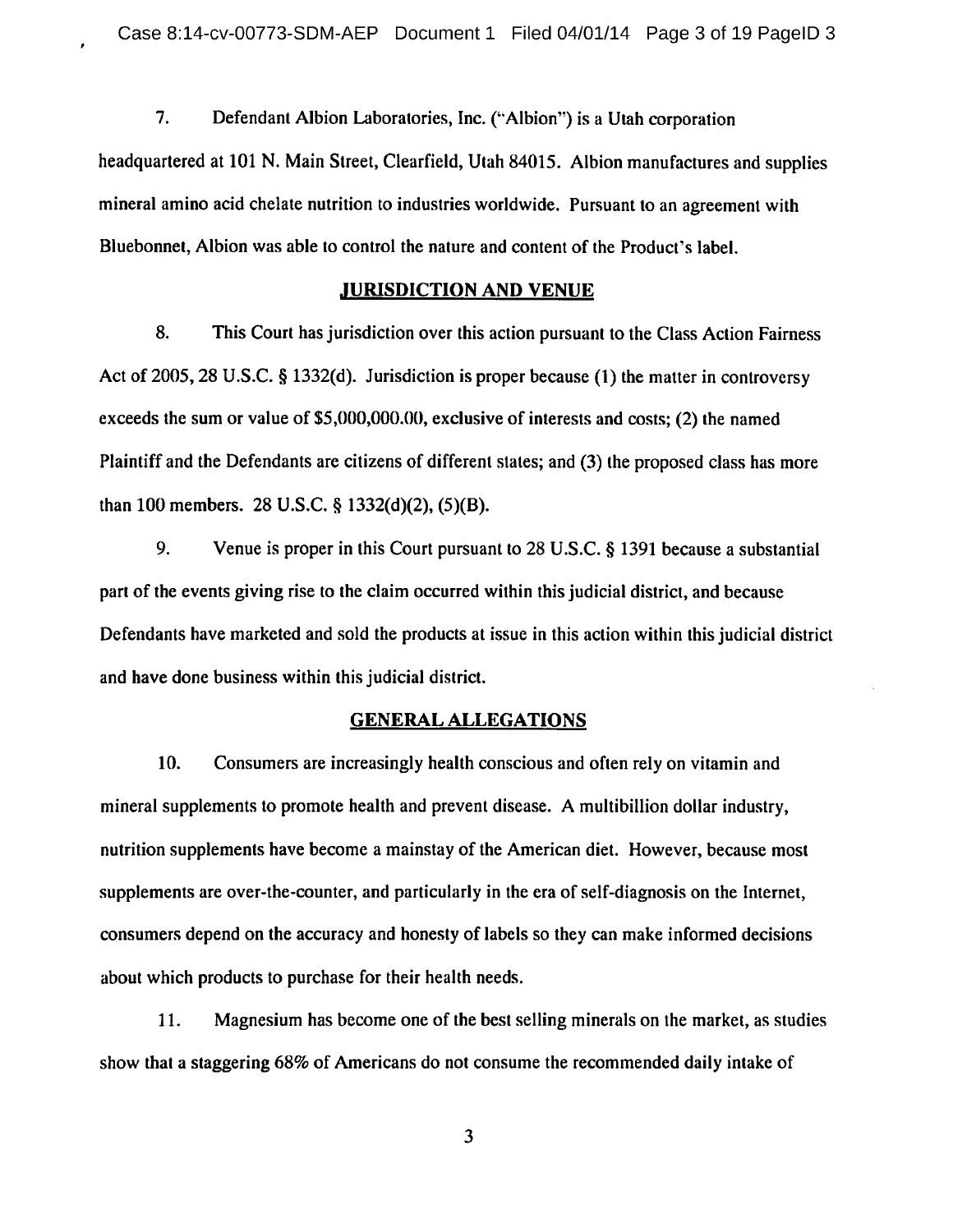7. Defendant Albion Laboratories, Inc. ("Albion") is a Utah corporation headquartered at 101 N. Main Street, Clearfield, Utah 84015. Albion manufactures and supplies mineral amino acid chelate nutrition to industries worldwide. Pursuant to an agreement with Bluebonnet, Albion was able to control the nature and content of the Product's label.

## JURISDICTION AND VENUE

8. This Court has jurisdiction over this action pursuant to the Class Action Fairness Act of 2005, 28 U.S.C. § 1332(d). Jurisdiction is proper because (1) the matter in controversy exceeds the sum or value of $5,000,000.00, exclusive of interests and costs; (2) the named Plaintiff and the Defendants are citizens of different states; and (3) the proposed class has more than 100 members. 28 U.S.C. § 1332(d)(2), (5)(B).

9. Venue is proper in this Court pursuant to 28 U.S.C. § 1391 because a substantial part of the events giving rise to the claim occurred within this judicial district, and because Defendants have marketed and sold the products at issue in this action within this judicial district and have done business within this judicial district.

## GENERAL ALLEGATIONS

10. Consumers are increasingly health conscious and often rely on vitamin and mineral supplements to promote health and prevent disease. A multibillion dollar industry, nutrition supplements have become a mainstay of the American diet. However, because most supplements are over-the-counter, and particularly in the era of self-diagnosis on the Internet, consumers depend on the accuracy and honesty of labels so they can make informed decisions about which products to purchase for their health needs.

11. Magnesium has become one of the best selling minerals on the market, as studies show that a staggering 68% of Americans do not consume the recommended daily intake of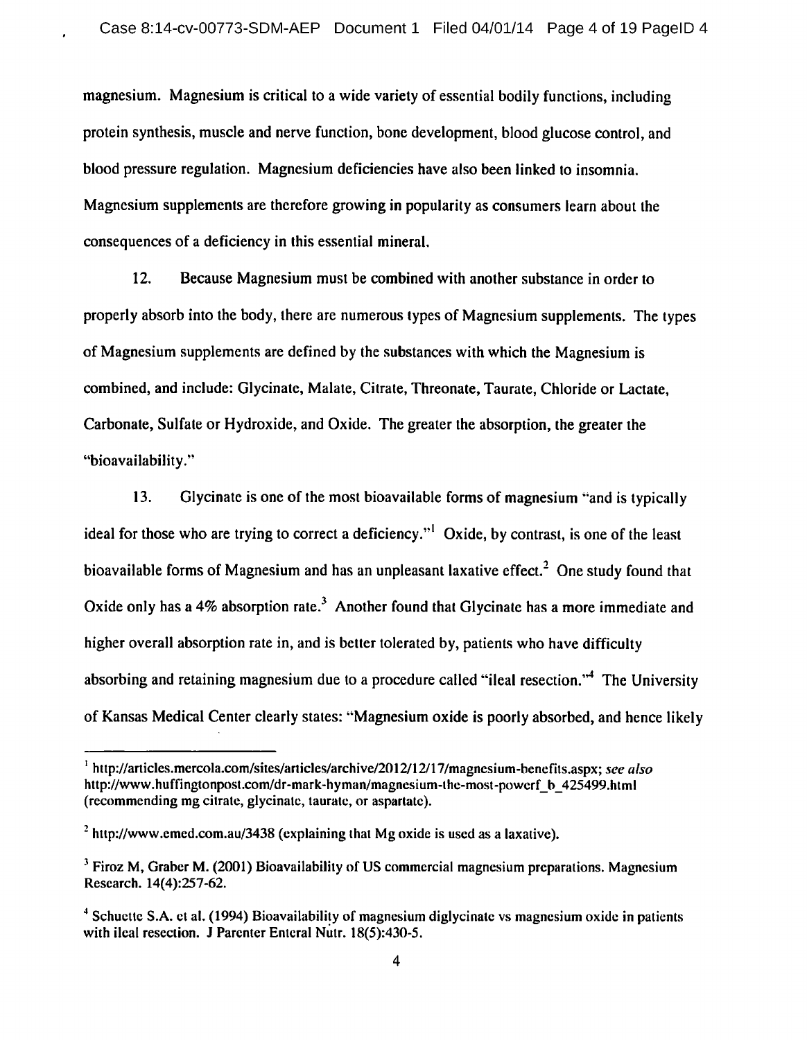magnesium. Magnesium is critical to a wide variety of essential bodily functions, including protein synthesis, muscle and nerve function, bone development, blood glucose control, and blood pressure regulation. Magnesium deficiencies have also been linked to insomnia. Magnesium supplements are therefore growing in popularity as consumers learn about the consequences of a deficiency in this essential mineral.

12. Because Magnesium must be combined with another substance in order to properly absorb into the body, there are numerous types of Magnesium supplements. The types of Magnesium supplements are defined by the substances with which the Magnesium is combined, and include: Glycinate, Malate, Citrate, Threonate, Taurate, Chloride or Lactate, Carbonate, Sulfate or Hydroxide, and Oxide. The greater the absorption, the greater the "bioavailability."

13. Glycinate is one of the most bioavailable forms of magnesium "and is typically ideal for those who are trying to correct a deficiency."[1] Oxide, by contrast, is one of the least bioavailable forms of Magnesium and has an unpleasant laxative effect.[2] One study found that Oxide only has a 4% absorption rate.[3] Another found that Glycinate has a more immediate and higher overall absorption rate in, and is better tolerated by, patients who have difficulty absorbing and retaining magnesium due to a procedure called "ileal resection."[4] The University of Kansas Medical Center clearly states: "Magnesium oxide is poorly absorbed, and hence likely

---

[1] http://articles.mercola.com/sites/articles/archive/2012/12/17/magnesium-benefits.aspx; *see also* http://www.huffingtonpost.com/dr-mark-hyman/magnesium-the-most-powerf_b_425499.html (recommending mg citrate, glycinate, taurate, or aspartate).

[2] http://www.emed.com.au/3438 (explaining that Mg oxide is used as a laxative).

[3] Firoz M, Graber M. (2001) Bioavailability of US commercial magnesium preparations. Magnesium Research. 14(4):257-62.

[4] Schuette S.A. et al. (1994) Bioavailability of magnesium diglycinate vs magnesium oxide in patients with ileal resection. J Parenter Enteral Nutr. 18(5):430-5.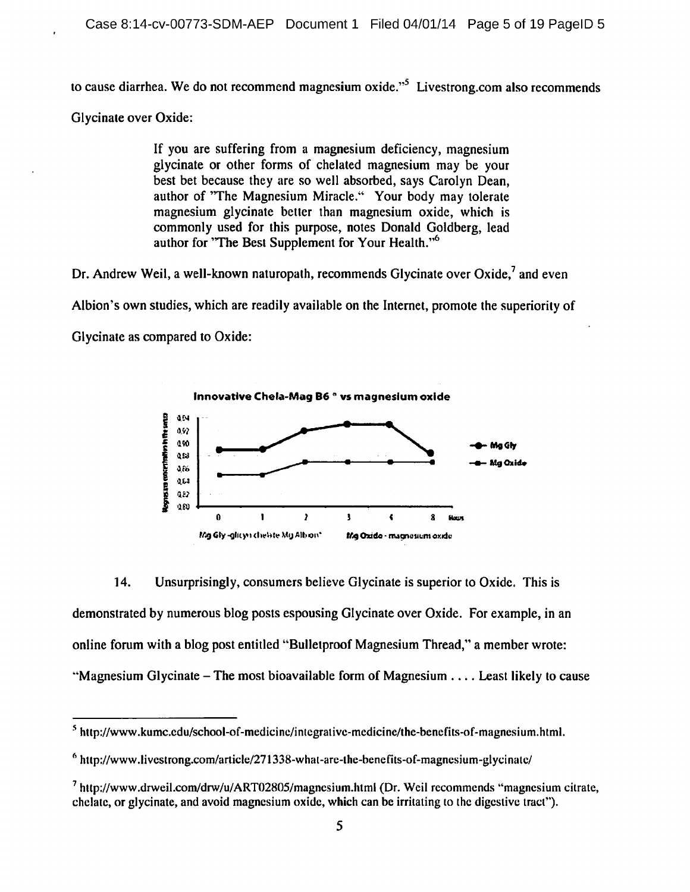to cause diarrhea. We do not recommend magnesium oxide."[5] Livestrong.com also recommends Glycinate over Oxide:

> If you are suffering from a magnesium deficiency, magnesium glycinate or other forms of chelated magnesium may be your best bet because they are so well absorbed, says Carolyn Dean, author of "The Magnesium Miracle." Your body may tolerate magnesium glycinate better than magnesium oxide, which is commonly used for this purpose, notes Donald Goldberg, lead author for "The Best Supplement for Your Health."[6]

Dr. Andrew Weil, a well-known naturopath, recommends Glycinate over Oxide,[7] and even Albion's own studies, which are readily available on the Internet, promote the superiority of Glycinate as compared to Oxide:

**Innovative Chela-Mag B6 ® vs magnesium oxide**

Mg Gly - glycyn chelate Mg Albion® Mg Oxide - magnesium oxide

14. Unsurprisingly, consumers believe Glycinate is superior to Oxide. This is demonstrated by numerous blog posts espousing Glycinate over Oxide. For example, in an online forum with a blog post entitled "Bulletproof Magnesium Thread," a member wrote: "Magnesium Glycinate – The most bioavailable form of Magnesium . . . . Least likely to cause

---

[5] http://www.kumc.edu/school-of-medicine/integrative-medicine/the-benefits-of-magnesium.html.

[6] http://www.livestrong.com/article/271338-what-are-the-benefits-of-magnesium-glycinate/

[7] http://www.drweil.com/drw/u/ART02805/magnesium.html (Dr. Weil recommends "magnesium citrate, chelate, or glycinate, and avoid magnesium oxide, which can be irritating to the digestive tract").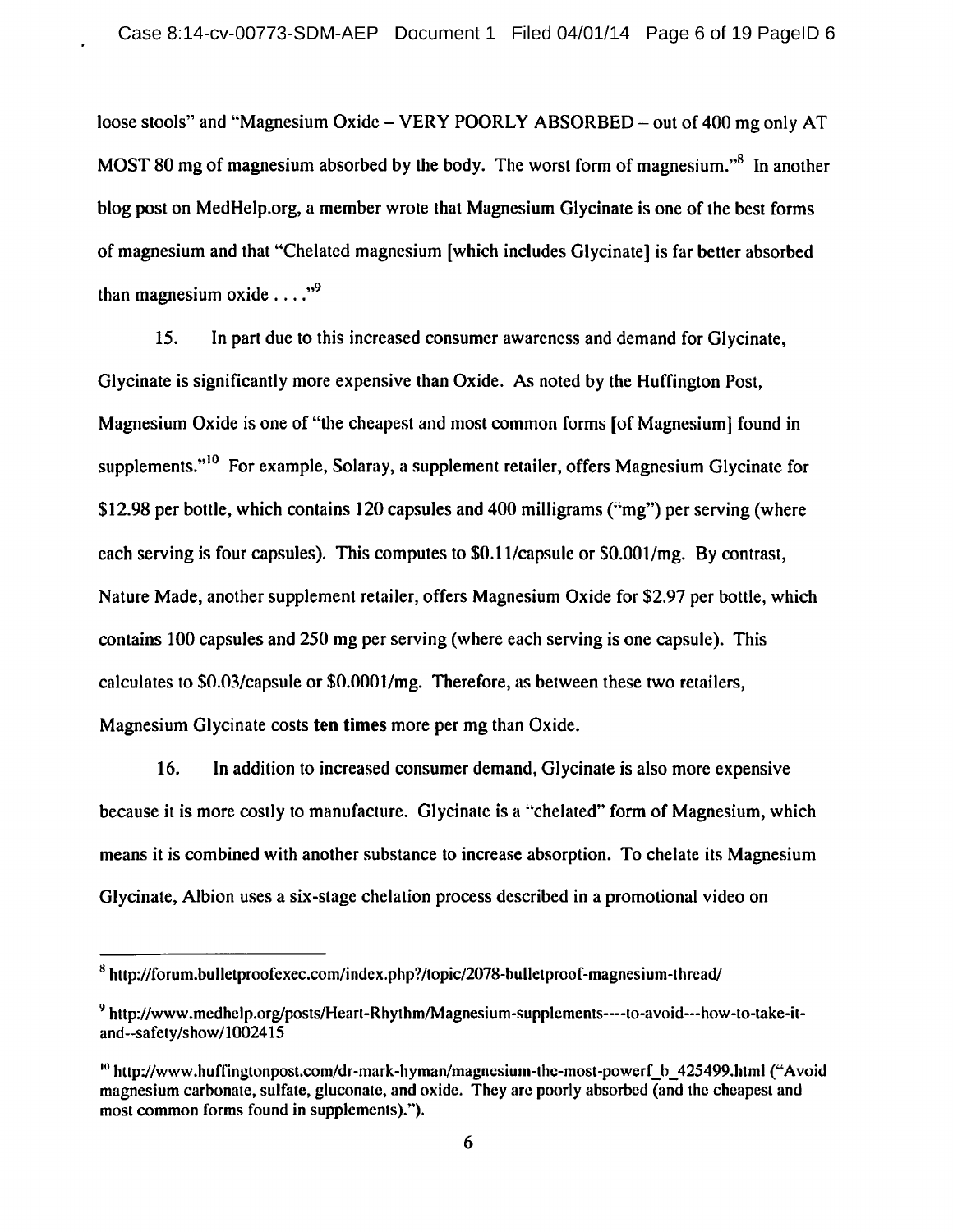loose stools" and "Magnesium Oxide – VERY POORLY ABSORBED – out of 400 mg only AT MOST 80 mg of magnesium absorbed by the body. The worst form of magnesium."[8] In another blog post on MedHelp.org, a member wrote that Magnesium Glycinate is one of the best forms of magnesium and that "Chelated magnesium [which includes Glycinate] is far better absorbed than magnesium oxide . . . ."[9]

15. In part due to this increased consumer awareness and demand for Glycinate, Glycinate is significantly more expensive than Oxide. As noted by the Huffington Post, Magnesium Oxide is one of "the cheapest and most common forms [of Magnesium] found in supplements."[10] For example, Solaray, a supplement retailer, offers Magnesium Glycinate for $12.98 per bottle, which contains 120 capsules and 400 milligrams ("mg") per serving (where each serving is four capsules). This computes to $0.11/capsule or $0.001/mg. By contrast, Nature Made, another supplement retailer, offers Magnesium Oxide for $2.97 per bottle, which contains 100 capsules and 250 mg per serving (where each serving is one capsule). This calculates to $0.03/capsule or $0.0001/mg. Therefore, as between these two retailers, Magnesium Glycinate costs **ten times** more per mg than Oxide.

16. In addition to increased consumer demand, Glycinate is also more expensive because it is more costly to manufacture. Glycinate is a "chelated" form of Magnesium, which means it is combined with another substance to increase absorption. To chelate its Magnesium Glycinate, Albion uses a six-stage chelation process described in a promotional video on

---

[8] http://forum.bulletproofexec.com/index.php?/topic/2078-bulletproof-magnesium-thread/

[9] http://www.medhelp.org/posts/Heart-Rhythm/Magnesium-supplements----to-avoid---how-to-take-it-and--safety/show/1002415

[10] http://www.huffingtonpost.com/dr-mark-hyman/magnesium-the-most-powerf_b_425499.html ("Avoid magnesium carbonate, sulfate, gluconate, and oxide. They are poorly absorbed (and the cheapest and most common forms found in supplements).").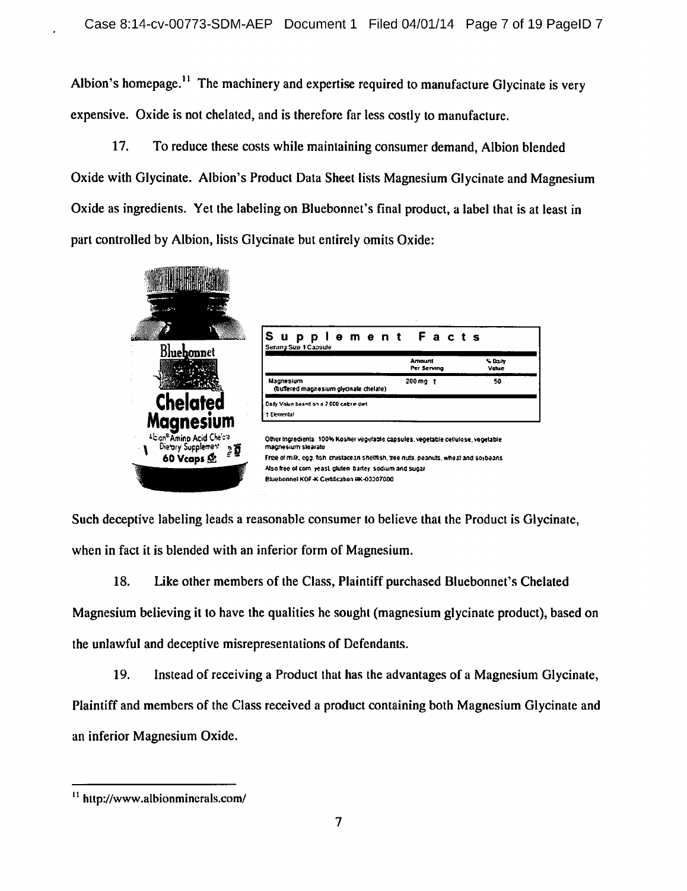Albion's homepage.[11] The machinery and expertise required to manufacture Glycinate is very expensive. Oxide is not chelated, and is therefore far less costly to manufacture.

17. To reduce these costs while maintaining consumer demand, Albion blended Oxide with Glycinate. Albion's Product Data Sheet lists Magnesium Glycinate and Magnesium Oxide as ingredients. Yet the labeling on Bluebonnet's final product, a label that is at least in part controlled by Albion, lists Glycinate but entirely omits Oxide:

Bluebonnet
**Chelated Magnesium**
Albion® Amino Acid Chelate
Dietary Supplement
60 Vcaps

**Supplement Facts**
Serving Size 1 Capsule

| | Amount Per Serving | % Daily Value |
|---|---|---|
| Magnesium (buffered magnesium glycinate chelate) | 200 mg † | 50 |

Daily Value based on a 2,000 calorie diet
† Elemental

Other Ingredients: 100% Kosher vegetable capsules, vegetable cellulose, vegetable magnesium stearate
Free of milk, egg, fish, crustacean shellfish, tree nuts, peanuts, wheat and soybeans
Also free of corn, yeast, gluten, barley, sodium and sugar
Bluebonnel KOF-K Certification #K-03307000

Such deceptive labeling leads a reasonable consumer to believe that the Product is Glycinate, when in fact it is blended with an inferior form of Magnesium.

18. Like other members of the Class, Plaintiff purchased Bluebonnet's Chelated Magnesium believing it to have the qualities he sought (magnesium glycinate product), based on the unlawful and deceptive misrepresentations of Defendants.

19. Instead of receiving a Product that has the advantages of a Magnesium Glycinate, Plaintiff and members of the Class received a product containing both Magnesium Glycinate and an inferior Magnesium Oxide.

---

[11] http://www.albionminerals.com/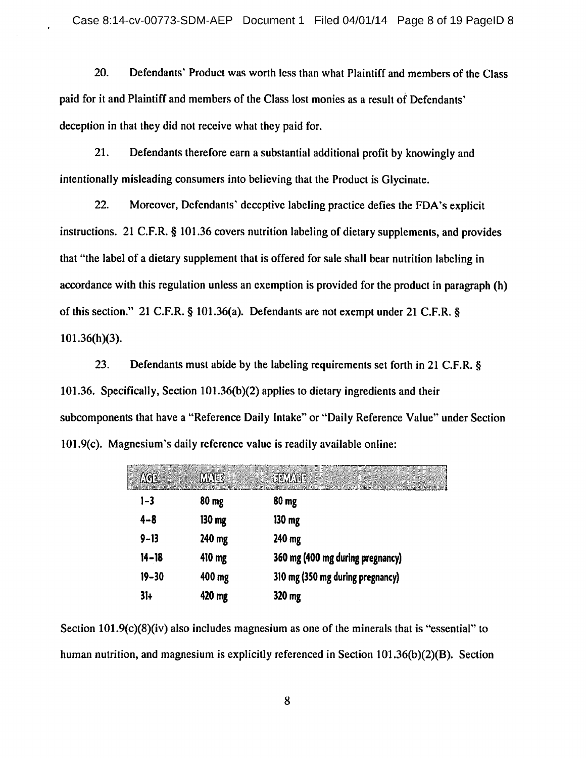20. Defendants' Product was worth less than what Plaintiff and members of the Class paid for it and Plaintiff and members of the Class lost monies as a result of Defendants' deception in that they did not receive what they paid for.

21. Defendants therefore earn a substantial additional profit by knowingly and intentionally misleading consumers into believing that the Product is Glycinate.

22. Moreover, Defendants' deceptive labeling practice defies the FDA's explicit instructions. 21 C.F.R. § 101.36 covers nutrition labeling of dietary supplements, and provides that "the label of a dietary supplement that is offered for sale shall bear nutrition labeling in accordance with this regulation unless an exemption is provided for the product in paragraph (h) of this section." 21 C.F.R. § 101.36(a). Defendants are not exempt under 21 C.F.R. § 101.36(h)(3).

23. Defendants must abide by the labeling requirements set forth in 21 C.F.R. § 101.36. Specifically, Section 101.36(b)(2) applies to dietary ingredients and their subcomponents that have a "Reference Daily Intake" or "Daily Reference Value" under Section 101.9(c). Magnesium's daily reference value is readily available online:

| AGE | MALE | FEMALE |
|---|---|---|
| 1–3 | 80 mg | 80 mg |
| 4–8 | 130 mg | 130 mg |
| 9–13 | 240 mg | 240 mg |
| 14–18 | 410 mg | 360 mg (400 mg during pregnancy) |
| 19–30 | 400 mg | 310 mg (350 mg during pregnancy) |
| 31+ | 420 mg | 320 mg |

Section 101.9(c)(8)(iv) also includes magnesium as one of the minerals that is "essential" to human nutrition, and magnesium is explicitly referenced in Section 101.36(b)(2)(B). Section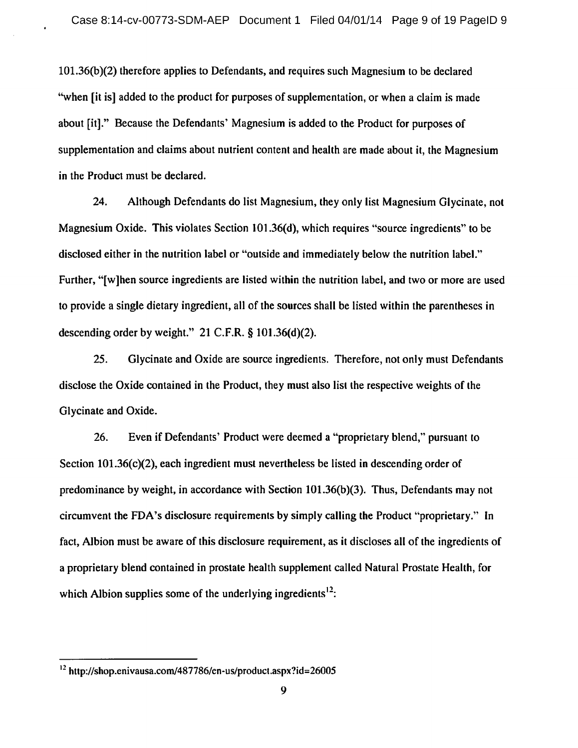101.36(b)(2) therefore applies to Defendants, and requires such Magnesium to be declared "when [it is] added to the product for purposes of supplementation, or when a claim is made about [it]." Because the Defendants' Magnesium is added to the Product for purposes of supplementation and claims about nutrient content and health are made about it, the Magnesium in the Product must be declared.

24. Although Defendants do list Magnesium, they only list Magnesium Glycinate, not Magnesium Oxide. This violates Section 101.36(d), which requires "source ingredients" to be disclosed either in the nutrition label or "outside and immediately below the nutrition label." Further, "[w]hen source ingredients are listed within the nutrition label, and two or more are used to provide a single dietary ingredient, all of the sources shall be listed within the parentheses in descending order by weight." 21 C.F.R. § 101.36(d)(2).

25. Glycinate and Oxide are source ingredients. Therefore, not only must Defendants disclose the Oxide contained in the Product, they must also list the respective weights of the Glycinate and Oxide.

26. Even if Defendants' Product were deemed a "proprietary blend," pursuant to Section 101.36(c)(2), each ingredient must nevertheless be listed in descending order of predominance by weight, in accordance with Section 101.36(b)(3). Thus, Defendants may not circumvent the FDA's disclosure requirements by simply calling the Product "proprietary." In fact, Albion must be aware of this disclosure requirement, as it discloses all of the ingredients of a proprietary blend contained in prostate health supplement called Natural Prostate Health, for which Albion supplies some of the underlying ingredients[12]:

[12] http://shop.enivausa.com/487786/en-us/product.aspx?id=26005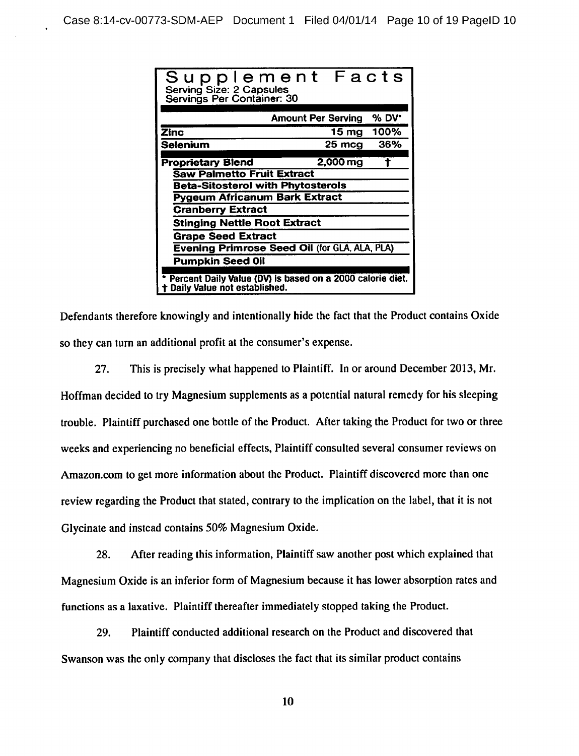| Supplement Facts | | |
| --- | --- | --- |
| Serving Size: 2 Capsules<br>Servings Per Container: 30 | | |
| | Amount Per Serving | % DV* |
| **Zinc** | 15 mg | 100% |
| **Selenium** | 25 mcg | 36% |
| **Proprietary Blend** | 2,000 mg | † |
| **Saw Palmetto Fruit Extract** | | |
| **Beta-Sitosterol with Phytosterols** | | |
| **Pygeum Africanum Bark Extract** | | |
| **Cranberry Extract** | | |
| **Stinging Nettle Root Extract** | | |
| **Grape Seed Extract** | | |
| **Evening Primrose Seed Oil** (for GLA, ALA, PLA) | | |
| **Pumpkin Seed Oil** | | |
| * Percent Daily Value (DV) is based on a 2000 calorie diet.<br>† Daily Value not established. | | |

Defendants therefore knowingly and intentionally hide the fact that the Product contains Oxide so they can turn an additional profit at the consumer's expense.

27. This is precisely what happened to Plaintiff. In or around December 2013, Mr. Hoffman decided to try Magnesium supplements as a potential natural remedy for his sleeping trouble. Plaintiff purchased one bottle of the Product. After taking the Product for two or three weeks and experiencing no beneficial effects, Plaintiff consulted several consumer reviews on Amazon.com to get more information about the Product. Plaintiff discovered more than one review regarding the Product that stated, contrary to the implication on the label, that it is not Glycinate and instead contains 50% Magnesium Oxide.

28. After reading this information, Plaintiff saw another post which explained that Magnesium Oxide is an inferior form of Magnesium because it has lower absorption rates and functions as a laxative. Plaintiff thereafter immediately stopped taking the Product.

29. Plaintiff conducted additional research on the Product and discovered that Swanson was the only company that discloses the fact that its similar product contains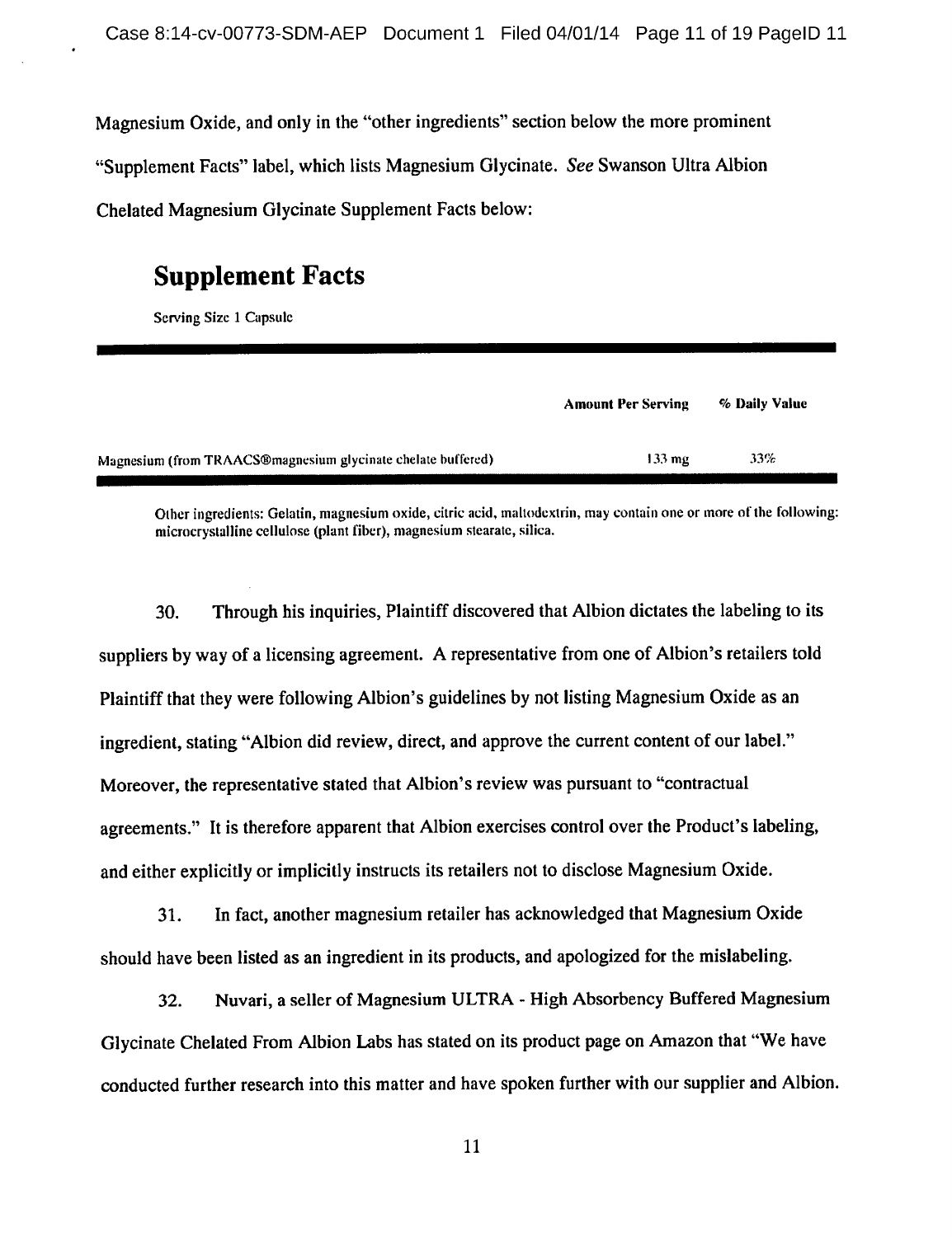Magnesium Oxide, and only in the "other ingredients" section below the more prominent "Supplement Facts" label, which lists Magnesium Glycinate. *See* Swanson Ultra Albion Chelated Magnesium Glycinate Supplement Facts below:

## Supplement Facts

Serving Size 1 Capsule

| | Amount Per Serving | % Daily Value |
|---|---|---|
| Magnesium (from TRAACS®magnesium glycinate chelate buffered) | 133 mg | 33% |

Other ingredients: Gelatin, magnesium oxide, citric acid, maltodextrin, may contain one or more of the following: microcrystalline cellulose (plant fiber), magnesium stearate, silica.

30. Through his inquiries, Plaintiff discovered that Albion dictates the labeling to its suppliers by way of a licensing agreement. A representative from one of Albion's retailers told Plaintiff that they were following Albion's guidelines by not listing Magnesium Oxide as an ingredient, stating "Albion did review, direct, and approve the current content of our label." Moreover, the representative stated that Albion's review was pursuant to "contractual agreements." It is therefore apparent that Albion exercises control over the Product's labeling, and either explicitly or implicitly instructs its retailers not to disclose Magnesium Oxide.

31. In fact, another magnesium retailer has acknowledged that Magnesium Oxide should have been listed as an ingredient in its products, and apologized for the mislabeling.

32. Nuvari, a seller of Magnesium ULTRA - High Absorbency Buffered Magnesium Glycinate Chelated From Albion Labs has stated on its product page on Amazon that "We have conducted further research into this matter and have spoken further with our supplier and Albion.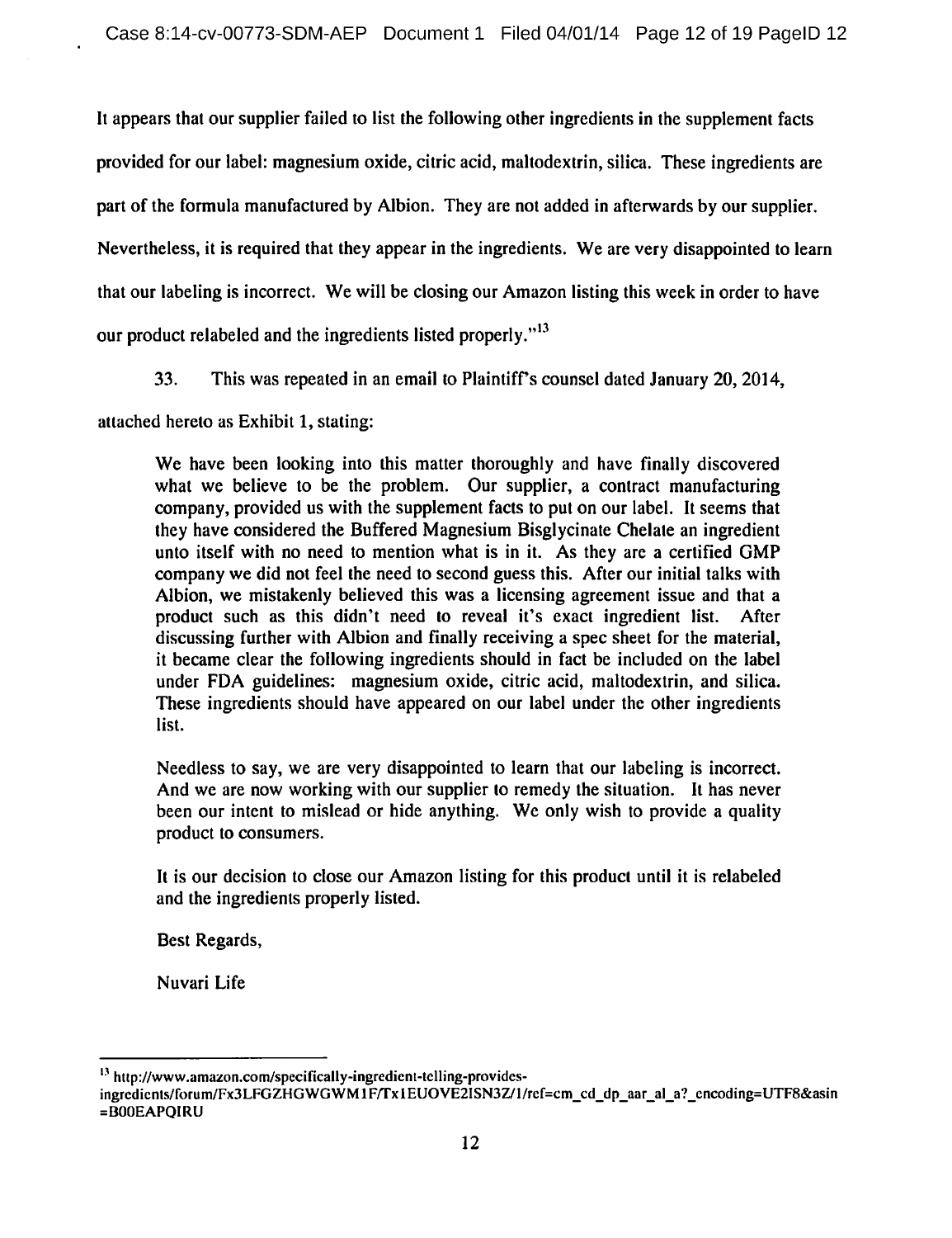It appears that our supplier failed to list the following other ingredients in the supplement facts provided for our label: magnesium oxide, citric acid, maltodextrin, silica. These ingredients are part of the formula manufactured by Albion. They are not added in afterwards by our supplier. Nevertheless, it is required that they appear in the ingredients. We are very disappointed to learn that our labeling is incorrect. We will be closing our Amazon listing this week in order to have our product relabeled and the ingredients listed properly."[13]

33. This was repeated in an email to Plaintiff's counsel dated January 20, 2014, attached hereto as Exhibit 1, stating:

> We have been looking into this matter thoroughly and have finally discovered what we believe to be the problem. Our supplier, a contract manufacturing company, provided us with the supplement facts to put on our label. It seems that they have considered the Buffered Magnesium Bisglycinate Chelate an ingredient unto itself with no need to mention what is in it. As they are a certified GMP company we did not feel the need to second guess this. After our initial talks with Albion, we mistakenly believed this was a licensing agreement issue and that a product such as this didn't need to reveal it's exact ingredient list. After discussing further with Albion and finally receiving a spec sheet for the material, it became clear the following ingredients should in fact be included on the label under FDA guidelines: magnesium oxide, citric acid, maltodextrin, and silica. These ingredients should have appeared on our label under the other ingredients list.
>
> Needless to say, we are very disappointed to learn that our labeling is incorrect. And we are now working with our supplier to remedy the situation. It has never been our intent to mislead or hide anything. We only wish to provide a quality product to consumers.
>
> It is our decision to close our Amazon listing for this product until it is relabeled and the ingredients properly listed.
>
> Best Regards,
>
> Nuvari Life

---

[13] http://www.amazon.com/specifically-ingredient-telling-provides-ingredients/forum/Fx3LFGZHGWGWM1F/Tx1EUOVE2ISN3Z/1/ref=cm_cd_dp_aar_al_a?_encoding=UTF8&asin=B00EAPQIRU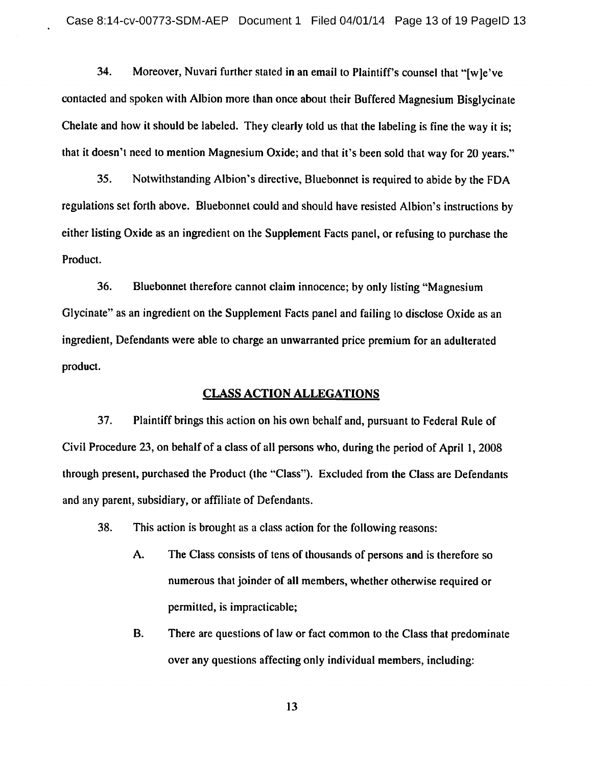34. Moreover, Nuvari further stated in an email to Plaintiff's counsel that "[w]e've contacted and spoken with Albion more than once about their Buffered Magnesium Bisglycinate Chelate and how it should be labeled. They clearly told us that the labeling is fine the way it is; that it doesn't need to mention Magnesium Oxide; and that it's been sold that way for 20 years."

35. Notwithstanding Albion's directive, Bluebonnet is required to abide by the FDA regulations set forth above. Bluebonnet could and should have resisted Albion's instructions by either listing Oxide as an ingredient on the Supplement Facts panel, or refusing to purchase the Product.

36. Bluebonnet therefore cannot claim innocence; by only listing "Magnesium Glycinate" as an ingredient on the Supplement Facts panel and failing to disclose Oxide as an ingredient, Defendants were able to charge an unwarranted price premium for an adulterated product.

## CLASS ACTION ALLEGATIONS

37. Plaintiff brings this action on his own behalf and, pursuant to Federal Rule of Civil Procedure 23, on behalf of a class of all persons who, during the period of April 1, 2008 through present, purchased the Product (the "Class"). Excluded from the Class are Defendants and any parent, subsidiary, or affiliate of Defendants.

38. This action is brought as a class action for the following reasons:

A. The Class consists of tens of thousands of persons and is therefore so numerous that joinder of all members, whether otherwise required or permitted, is impracticable;

B. There are questions of law or fact common to the Class that predominate over any questions affecting only individual members, including: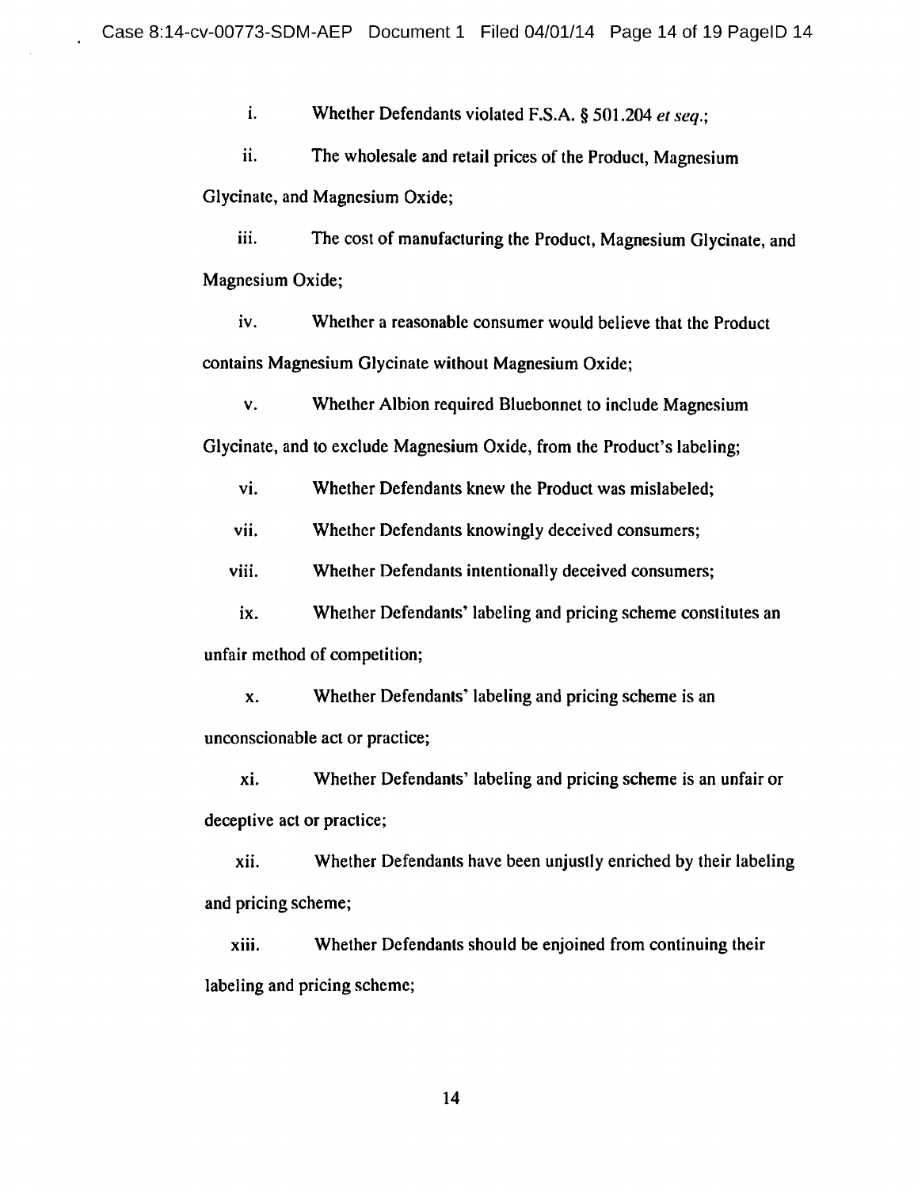i. Whether Defendants violated F.S.A. § 501.204 *et seq.*;

ii. The wholesale and retail prices of the Product, Magnesium Glycinate, and Magnesium Oxide;

iii. The cost of manufacturing the Product, Magnesium Glycinate, and Magnesium Oxide;

iv. Whether a reasonable consumer would believe that the Product contains Magnesium Glycinate without Magnesium Oxide;

v. Whether Albion required Bluebonnet to include Magnesium Glycinate, and to exclude Magnesium Oxide, from the Product's labeling;

vi. Whether Defendants knew the Product was mislabeled;

vii. Whether Defendants knowingly deceived consumers;

viii. Whether Defendants intentionally deceived consumers;

ix. Whether Defendants' labeling and pricing scheme constitutes an unfair method of competition;

x. Whether Defendants' labeling and pricing scheme is an unconscionable act or practice;

xi. Whether Defendants' labeling and pricing scheme is an unfair or deceptive act or practice;

xii. Whether Defendants have been unjustly enriched by their labeling and pricing scheme;

xiii. Whether Defendants should be enjoined from continuing their labeling and pricing scheme;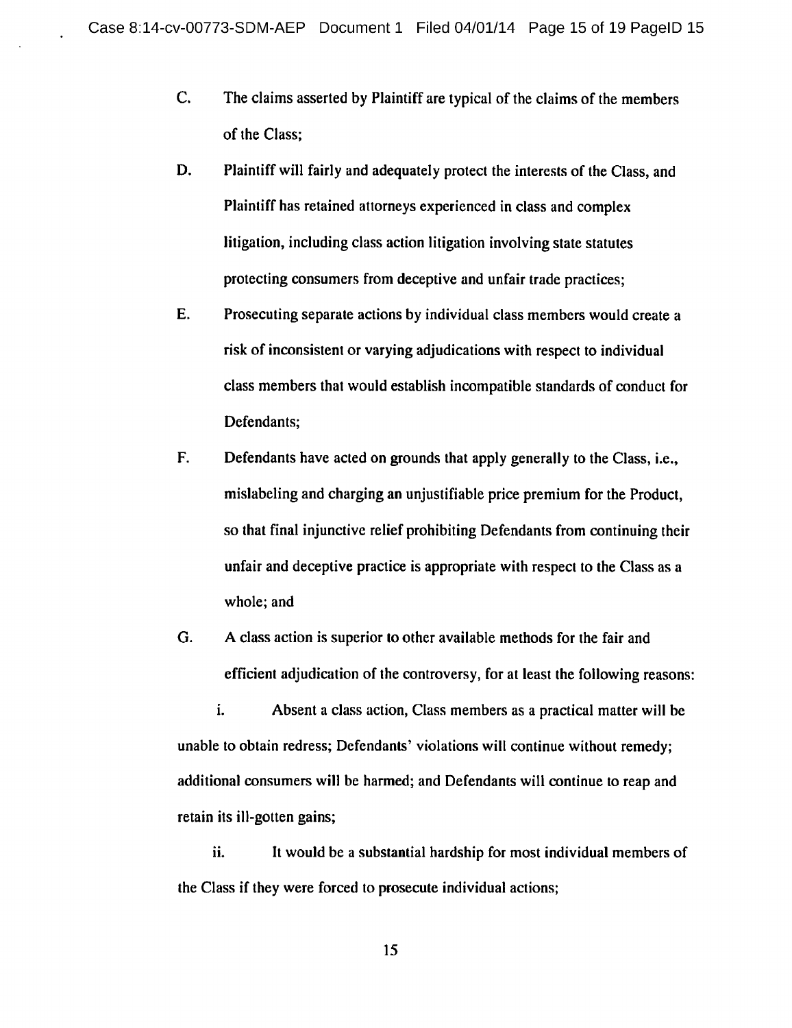C. The claims asserted by Plaintiff are typical of the claims of the members of the Class;

D. Plaintiff will fairly and adequately protect the interests of the Class, and Plaintiff has retained attorneys experienced in class and complex litigation, including class action litigation involving state statutes protecting consumers from deceptive and unfair trade practices;

E. Prosecuting separate actions by individual class members would create a risk of inconsistent or varying adjudications with respect to individual class members that would establish incompatible standards of conduct for Defendants;

F. Defendants have acted on grounds that apply generally to the Class, i.e., mislabeling and charging an unjustifiable price premium for the Product, so that final injunctive relief prohibiting Defendants from continuing their unfair and deceptive practice is appropriate with respect to the Class as a whole; and

G. A class action is superior to other available methods for the fair and efficient adjudication of the controversy, for at least the following reasons:

i. Absent a class action, Class members as a practical matter will be unable to obtain redress; Defendants' violations will continue without remedy; additional consumers will be harmed; and Defendants will continue to reap and retain its ill-gotten gains;

ii. It would be a substantial hardship for most individual members of the Class if they were forced to prosecute individual actions;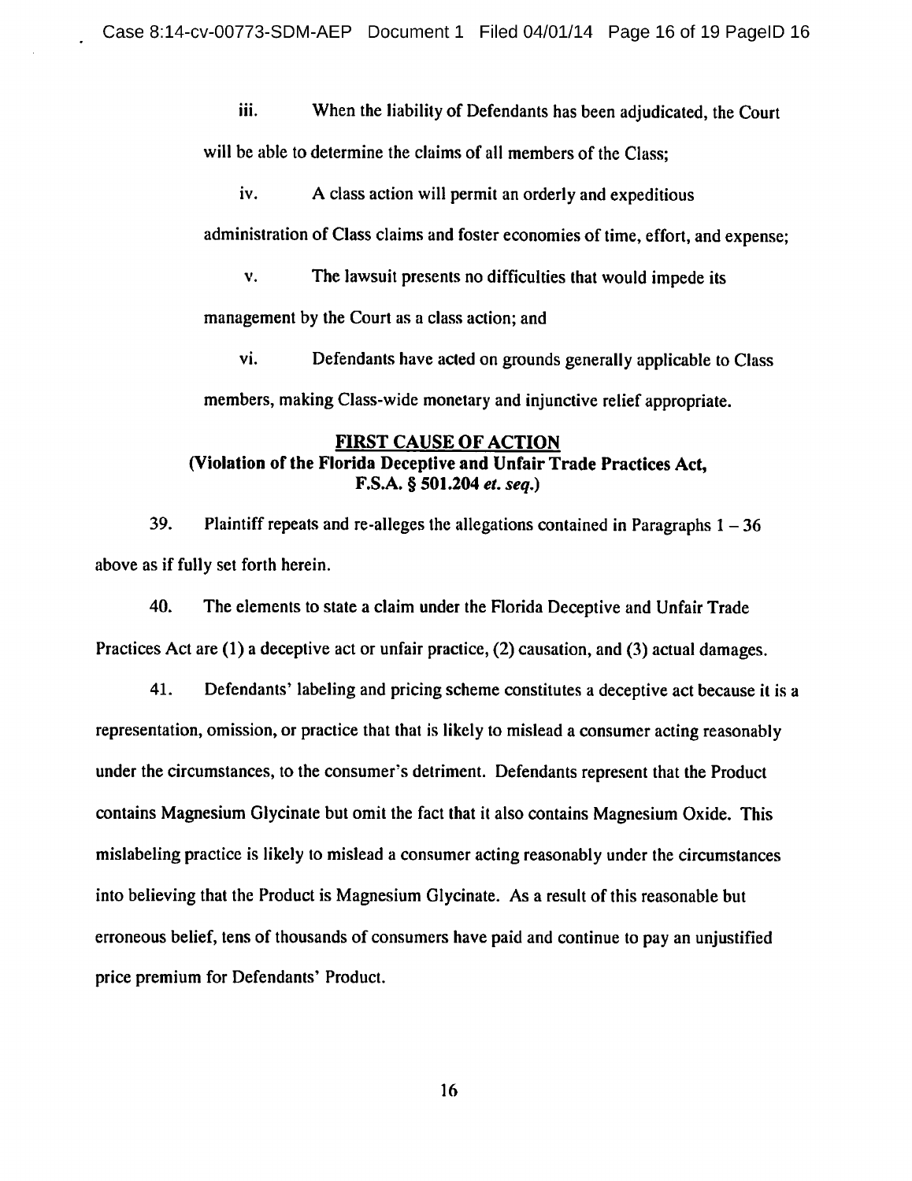iii. When the liability of Defendants has been adjudicated, the Court will be able to determine the claims of all members of the Class;

iv. A class action will permit an orderly and expeditious administration of Class claims and foster economies of time, effort, and expense;

v. The lawsuit presents no difficulties that would impede its management by the Court as a class action; and

vi. Defendants have acted on grounds generally applicable to Class members, making Class-wide monetary and injunctive relief appropriate.

## FIRST CAUSE OF ACTION
## (Violation of the Florida Deceptive and Unfair Trade Practices Act, F.S.A. § 501.204 *et. seq.*)

39. Plaintiff repeats and re-alleges the allegations contained in Paragraphs 1 – 36 above as if fully set forth herein.

40. The elements to state a claim under the Florida Deceptive and Unfair Trade Practices Act are (1) a deceptive act or unfair practice, (2) causation, and (3) actual damages.

41. Defendants' labeling and pricing scheme constitutes a deceptive act because it is a representation, omission, or practice that that is likely to mislead a consumer acting reasonably under the circumstances, to the consumer's detriment. Defendants represent that the Product contains Magnesium Glycinate but omit the fact that it also contains Magnesium Oxide. This mislabeling practice is likely to mislead a consumer acting reasonably under the circumstances into believing that the Product is Magnesium Glycinate. As a result of this reasonable but erroneous belief, tens of thousands of consumers have paid and continue to pay an unjustified price premium for Defendants' Product.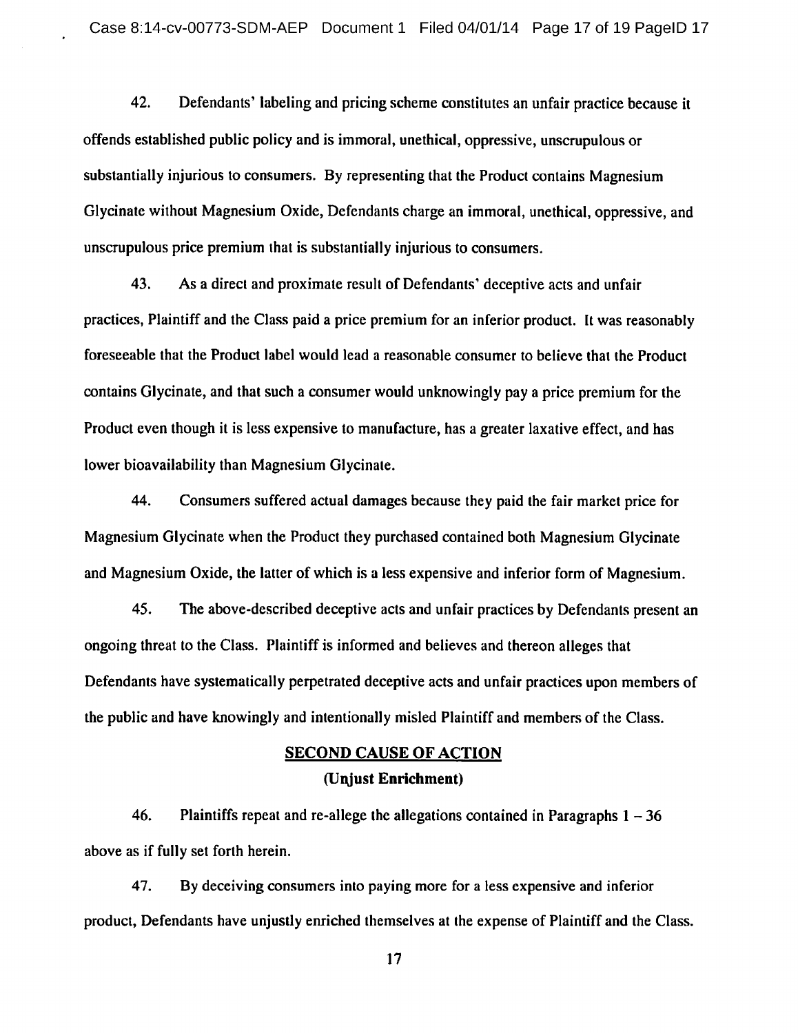42. Defendants' labeling and pricing scheme constitutes an unfair practice because it offends established public policy and is immoral, unethical, oppressive, unscrupulous or substantially injurious to consumers. By representing that the Product contains Magnesium Glycinate without Magnesium Oxide, Defendants charge an immoral, unethical, oppressive, and unscrupulous price premium that is substantially injurious to consumers.

43. As a direct and proximate result of Defendants' deceptive acts and unfair practices, Plaintiff and the Class paid a price premium for an inferior product. It was reasonably foreseeable that the Product label would lead a reasonable consumer to believe that the Product contains Glycinate, and that such a consumer would unknowingly pay a price premium for the Product even though it is less expensive to manufacture, has a greater laxative effect, and has lower bioavailability than Magnesium Glycinate.

44. Consumers suffered actual damages because they paid the fair market price for Magnesium Glycinate when the Product they purchased contained both Magnesium Glycinate and Magnesium Oxide, the latter of which is a less expensive and inferior form of Magnesium.

45. The above-described deceptive acts and unfair practices by Defendants present an ongoing threat to the Class. Plaintiff is informed and believes and thereon alleges that Defendants have systematically perpetrated deceptive acts and unfair practices upon members of the public and have knowingly and intentionally misled Plaintiff and members of the Class.

## SECOND CAUSE OF ACTION
### (Unjust Enrichment)

46. Plaintiffs repeat and re-allege the allegations contained in Paragraphs 1 – 36 above as if fully set forth herein.

47. By deceiving consumers into paying more for a less expensive and inferior product, Defendants have unjustly enriched themselves at the expense of Plaintiff and the Class.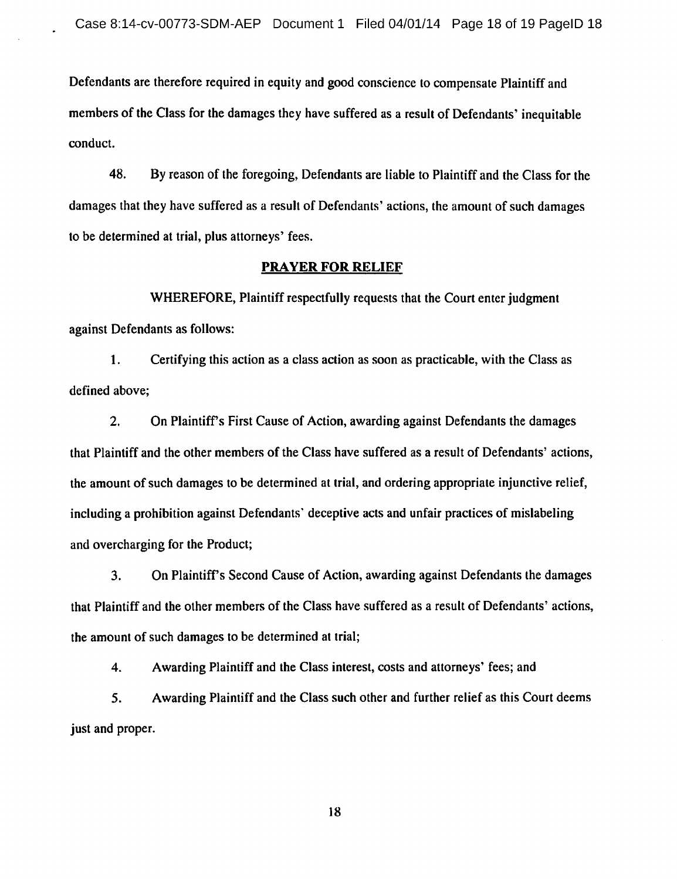Defendants are therefore required in equity and good conscience to compensate Plaintiff and members of the Class for the damages they have suffered as a result of Defendants' inequitable conduct.

48. By reason of the foregoing, Defendants are liable to Plaintiff and the Class for the damages that they have suffered as a result of Defendants' actions, the amount of such damages to be determined at trial, plus attorneys' fees.

## PRAYER FOR RELIEF

WHEREFORE, Plaintiff respectfully requests that the Court enter judgment against Defendants as follows:

1. Certifying this action as a class action as soon as practicable, with the Class as defined above;

2. On Plaintiff's First Cause of Action, awarding against Defendants the damages that Plaintiff and the other members of the Class have suffered as a result of Defendants' actions, the amount of such damages to be determined at trial, and ordering appropriate injunctive relief, including a prohibition against Defendants' deceptive acts and unfair practices of mislabeling and overcharging for the Product;

3. On Plaintiff's Second Cause of Action, awarding against Defendants the damages that Plaintiff and the other members of the Class have suffered as a result of Defendants' actions, the amount of such damages to be determined at trial;

4. Awarding Plaintiff and the Class interest, costs and attorneys' fees; and

5. Awarding Plaintiff and the Class such other and further relief as this Court deems just and proper.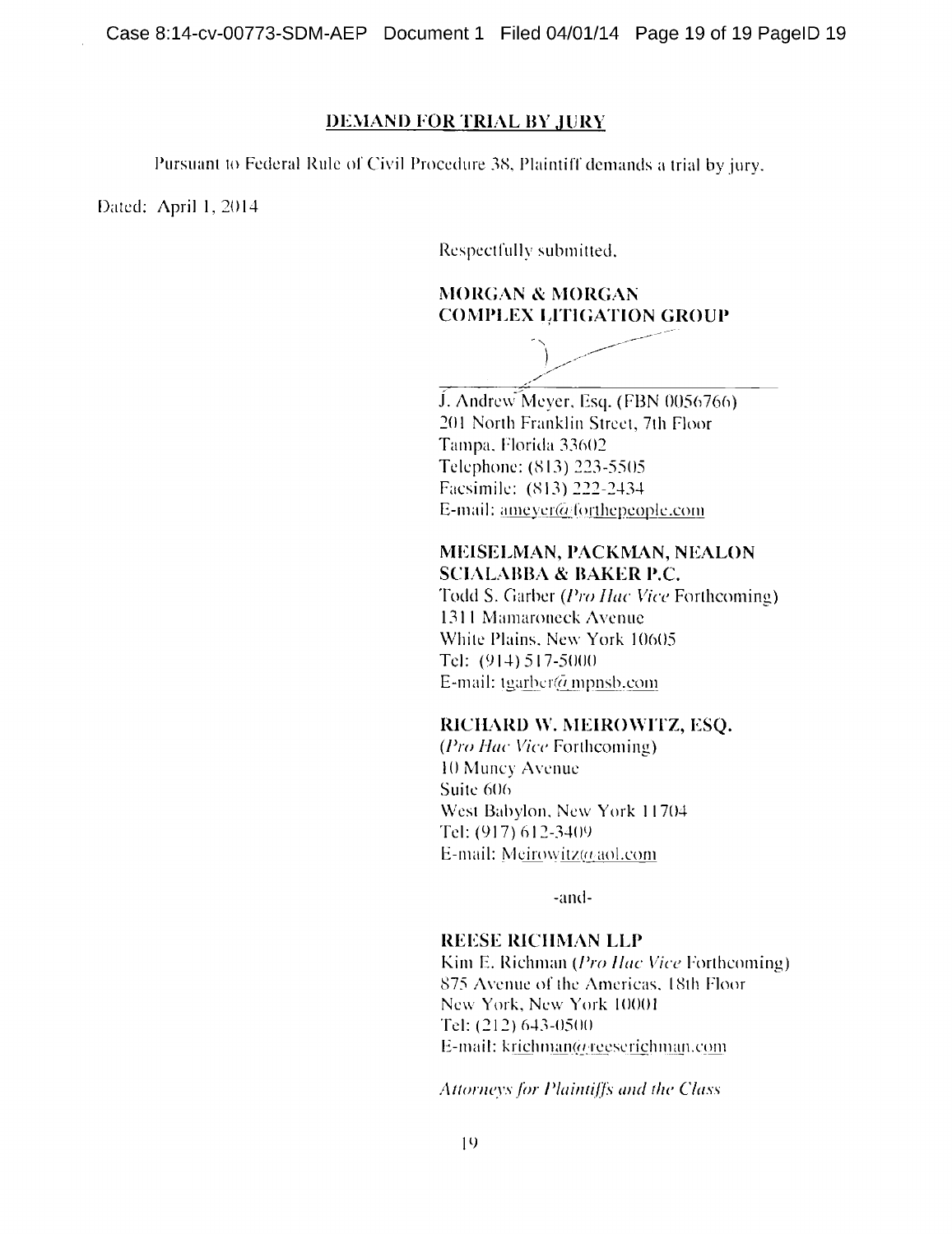## DEMAND FOR TRIAL BY JURY

Pursuant to Federal Rule of Civil Procedure 38, Plaintiff demands a trial by jury.

Dated: April 1, 2014

Respectfully submitted,

**MORGAN & MORGAN**
**COMPLEX LITIGATION GROUP**

J. Andrew Meyer, Esq. (FBN 0056766)
201 North Franklin Street, 7th Floor
Tampa, Florida 33602
Telephone: (813) 223-5505
Facsimile: (813) 222-2434
E-mail: ameyer@forthepeople.com

**MEISELMAN, PACKMAN, NEALON**
**SCIALABBA & BAKER P.C.**
Todd S. Garber (*Pro Hac Vice* Forthcoming)
1311 Mamaroneck Avenue
White Plains, New York 10605
Tel: (914) 517-5000
E-mail: tgarber@mpnsb.com

**RICHARD W. MEIROWITZ, ESQ.**
(*Pro Hac Vice* Forthcoming)
10 Muncy Avenue
Suite 606
West Babylon, New York 11704
Tel: (917) 612-3409
E-mail: Meirowitz@aol.com

-and-

**REESE RICHMAN LLP**
Kim E. Richman (*Pro Hac Vice* Forthcoming)
875 Avenue of the Americas, 18th Floor
New York, New York 10001
Tel: (212) 643-0500
E-mail: krichman@reeserichman.com

*Attorneys for Plaintiffs and the Class*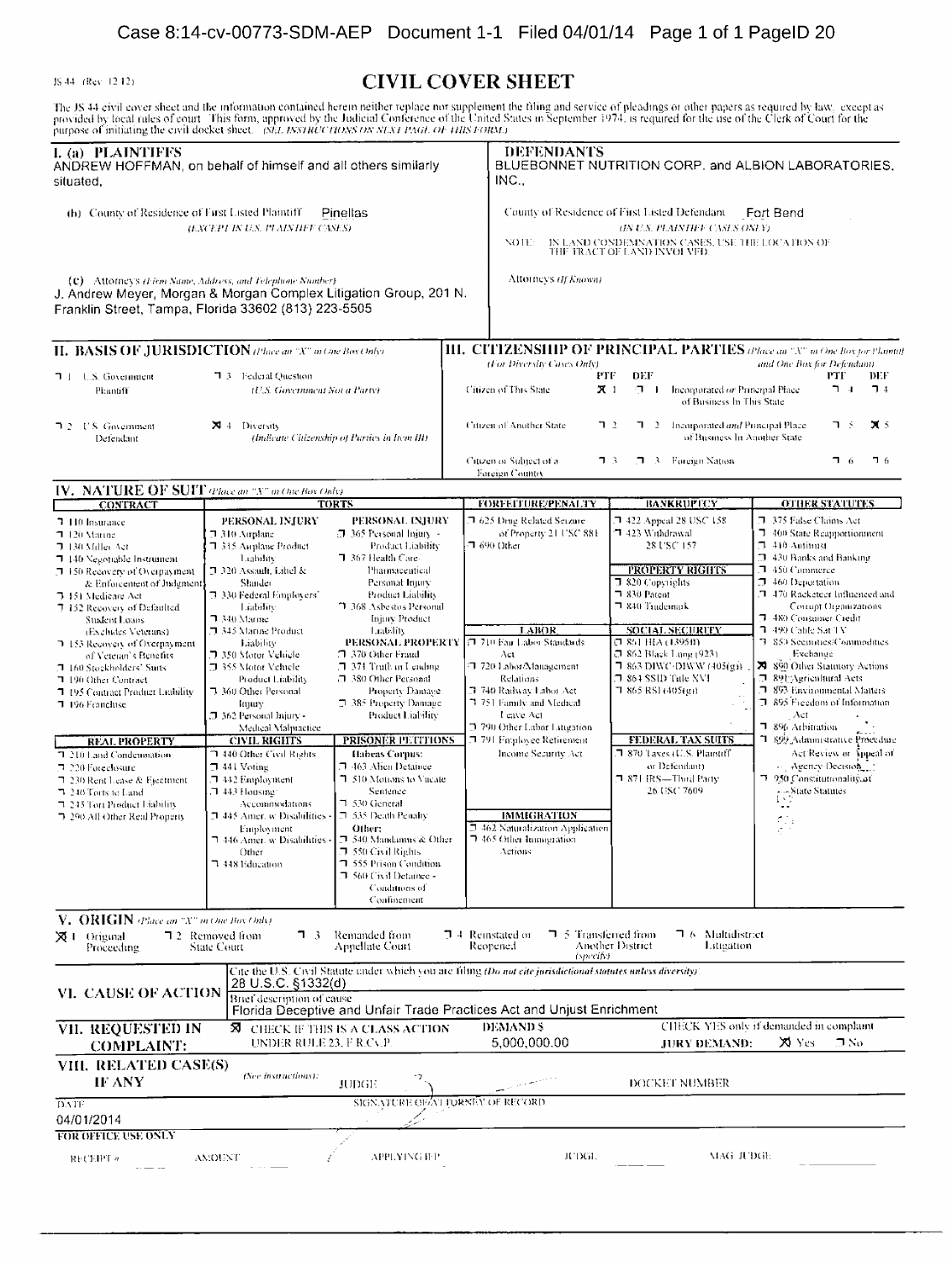JS 44 (Rev. 12/12)

# CIVIL COVER SHEET

The JS 44 civil cover sheet and the information contained herein neither replace nor supplement the filing and service of pleadings or other papers as required by law, except as provided by local rules of court. This form, approved by the Judicial Conference of the United States in September 1974, is required for the use of the Clerk of Court for the purpose of initiating the civil docket sheet. *(SEE INSTRUCTIONS ON NEXT PAGE OF THIS FORM.)*

## I. (a) PLAINTIFFS

ANDREW HOFFMAN, on behalf of himself and all others similarly situated,

**DEFENDANTS**

BLUEBONNET NUTRITION CORP. and ALBION LABORATORIES, INC.,

(b) County of Residence of First Listed Plaintiff: Pinellas
*(EXCEPT IN U.S. PLAINTIFF CASES)*

County of Residence of First Listed Defendant: Fort Bend
*(IN U.S. PLAINTIFF CASES ONLY)*

NOTE: IN LAND CONDEMNATION CASES, USE THE LOCATION OF THE TRACT OF LAND INVOLVED.

(c) Attorneys *(Firm Name, Address, and Telephone Number)*

J. Andrew Meyer, Morgan & Morgan Complex Litigation Group, 201 N. Franklin Street, Tampa, Florida 33602 (813) 223-5505

Attorneys *(If Known)*

## II. BASIS OF JURISDICTION *(Place an "X" in One Box Only)*

- ☐ 1 U.S. Government Plaintiff
- ☐ 3 Federal Question (U.S. Government Not a Party)
- ☐ 2 U.S. Government Defendant
- ☒ 4 Diversity (Indicate Citizenship of Parties in Item III)

## III. CITIZENSHIP OF PRINCIPAL PARTIES *(Place an "X" in One Box for Plaintiff and One Box for Defendant)* (For Diversity Cases Only)

| | PTF | DEF | | PTF | DEF |
|---|---|---|---|---|---|
| Citizen of This State | ☒ 1 | ☐ 1 | Incorporated or Principal Place of Business In This State | ☐ 4 | ☐ 4 |
| Citizen of Another State | ☐ 2 | ☐ 2 | Incorporated and Principal Place of Business In Another State | ☐ 5 | ☒ 5 |
| Citizen or Subject of a Foreign Country | ☐ 3 | ☐ 3 | Foreign Nation | ☐ 6 | ☐ 6 |

## IV. NATURE OF SUIT *(Place an "X" in One Box Only)*

**CONTRACT**
- ☐ 110 Insurance
- ☐ 120 Marine
- ☐ 130 Miller Act
- ☐ 140 Negotiable Instrument
- ☐ 150 Recovery of Overpayment & Enforcement of Judgment
- ☐ 151 Medicare Act
- ☐ 152 Recovery of Defaulted Student Loans (Excludes Veterans)
- ☐ 153 Recovery of Overpayment of Veteran's Benefits
- ☐ 160 Stockholders' Suits
- ☐ 190 Other Contract
- ☐ 195 Contract Product Liability
- ☐ 196 Franchise

**REAL PROPERTY**
- ☐ 210 Land Condemnation
- ☐ 220 Foreclosure
- ☐ 230 Rent Lease & Ejectment
- ☐ 240 Torts to Land
- ☐ 245 Tort Product Liability
- ☐ 290 All Other Real Property

**TORTS — PERSONAL INJURY**
- ☐ 310 Airplane
- ☐ 315 Airplane Product Liability
- ☐ 320 Assault, Libel & Slander
- ☐ 330 Federal Employers' Liability
- ☐ 340 Marine
- ☐ 345 Marine Product Liability
- ☐ 350 Motor Vehicle
- ☐ 355 Motor Vehicle Product Liability
- ☐ 360 Other Personal Injury
- ☐ 362 Personal Injury - Medical Malpractice

**PERSONAL INJURY**
- ☐ 365 Personal Injury - Product Liability
- ☐ 367 Health Care/ Pharmaceutical Personal Injury Product Liability
- ☐ 368 Asbestos Personal Injury Product Liability

**PERSONAL PROPERTY**
- ☐ 370 Other Fraud
- ☐ 371 Truth in Lending
- ☐ 380 Other Personal Property Damage
- ☐ 385 Property Damage Product Liability

**CIVIL RIGHTS**
- ☐ 440 Other Civil Rights
- ☐ 441 Voting
- ☐ 442 Employment
- ☐ 443 Housing/ Accommodations
- ☐ 445 Amer. w/Disabilities - Employment
- ☐ 446 Amer. w/Disabilities - Other
- ☐ 448 Education

**PRISONER PETITIONS**
Habeas Corpus:
- ☐ 463 Alien Detainee
- ☐ 510 Motions to Vacate Sentence
- ☐ 530 General
- ☐ 535 Death Penalty

Other:
- ☐ 540 Mandamus & Other
- ☐ 550 Civil Rights
- ☐ 555 Prison Condition
- ☐ 560 Civil Detainee - Conditions of Confinement

**FORFEITURE/PENALTY**
- ☐ 625 Drug Related Seizure of Property 21 USC 881
- ☐ 690 Other

**LABOR**
- ☐ 710 Fair Labor Standards Act
- ☐ 720 Labor/Management Relations
- ☐ 740 Railway Labor Act
- ☐ 751 Family and Medical Leave Act
- ☐ 790 Other Labor Litigation
- ☐ 791 Employee Retirement Income Security Act

**IMMIGRATION**
- ☐ 462 Naturalization Application
- ☐ 465 Other Immigration Actions

**BANKRUPTCY**
- ☐ 422 Appeal 28 USC 158
- ☐ 423 Withdrawal 28 USC 157

**PROPERTY RIGHTS**
- ☐ 820 Copyrights
- ☐ 830 Patent
- ☐ 840 Trademark

**SOCIAL SECURITY**
- ☐ 861 HIA (1395ff)
- ☐ 862 Black Lung (923)
- ☐ 863 DIWC/DIWW (405(g))
- ☐ 864 SSID Title XVI
- ☐ 865 RSI (405(g))

**FEDERAL TAX SUITS**
- ☐ 870 Taxes (U.S. Plaintiff or Defendant)
- ☐ 871 IRS—Third Party 26 USC 7609

**OTHER STATUTES**
- ☐ 375 False Claims Act
- ☐ 400 State Reapportionment
- ☐ 410 Antitrust
- ☐ 430 Banks and Banking
- ☐ 450 Commerce
- ☐ 460 Deportation
- ☐ 470 Racketeer Influenced and Corrupt Organizations
- ☐ 480 Consumer Credit
- ☐ 490 Cable/Sat TV
- ☐ 850 Securities/Commodities/ Exchange
- ☒ 890 Other Statutory Actions
- ☐ 891 Agricultural Acts
- ☐ 893 Environmental Matters
- ☐ 895 Freedom of Information Act
- ☐ 896 Arbitration
- ☐ 899 Administrative Procedure Act/Review or Appeal of Agency Decision
- ☐ 950 Constitutionality of State Statutes

## V. ORIGIN *(Place an "X" in One Box Only)*

- ☒ 1 Original Proceeding
- ☐ 2 Removed from State Court
- ☐ 3 Remanded from Appellate Court
- ☐ 4 Reinstated or Reopened
- ☐ 5 Transferred from Another District (specify)
- ☐ 6 Multidistrict Litigation

## VI. CAUSE OF ACTION

Cite the U.S. Civil Statute under which you are filing *(Do not cite jurisdictional statutes unless diversity)*:
28 U.S.C. §1332(d)

Brief description of cause:
Florida Deceptive and Unfair Trade Practices Act and Unjust Enrichment

## VII. REQUESTED IN COMPLAINT:

☒ CHECK IF THIS IS A CLASS ACTION UNDER RULE 23, F.R.Cv.P.

DEMAND $ 5,000,000.00

CHECK YES only if demanded in complaint: JURY DEMAND: ☒ Yes ☐ No

## VIII. RELATED CASE(S) IF ANY

*(See instructions):* JUDGE DOCKET NUMBER

DATE: 04/01/2014

SIGNATURE OF ATTORNEY OF RECORD

**FOR OFFICE USE ONLY**

RECEIPT # AMOUNT APPLYING IFP JUDGE MAG. JUDGE